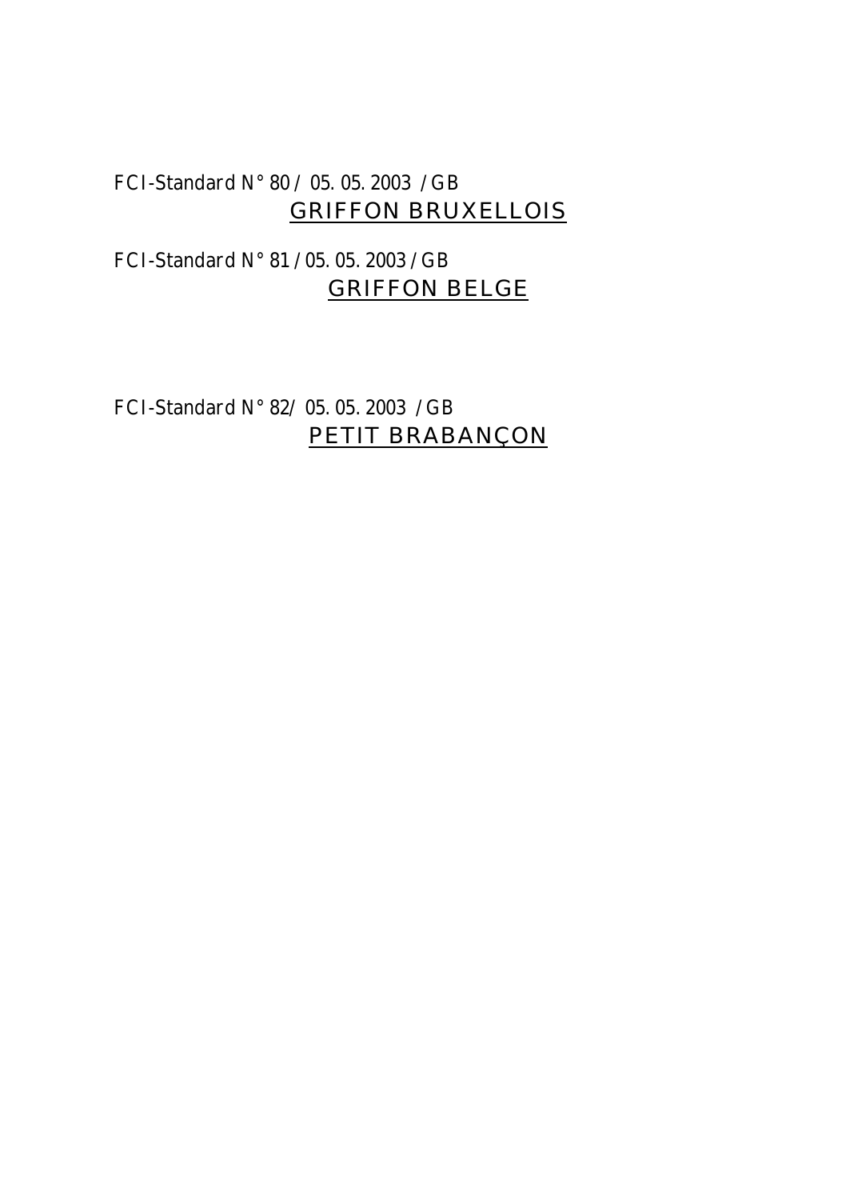FCI-Standard N° 80 / 05. 05. 2003 / GB

# GRIFFON BRUXELLOIS

FCI-Standard N° 81 / 05. 05. 2003 / GB

# GRIFFON BELGE

FCI-Standard N° 82/ 05. 05. 2003 / GB

# PETIT BRABANÇON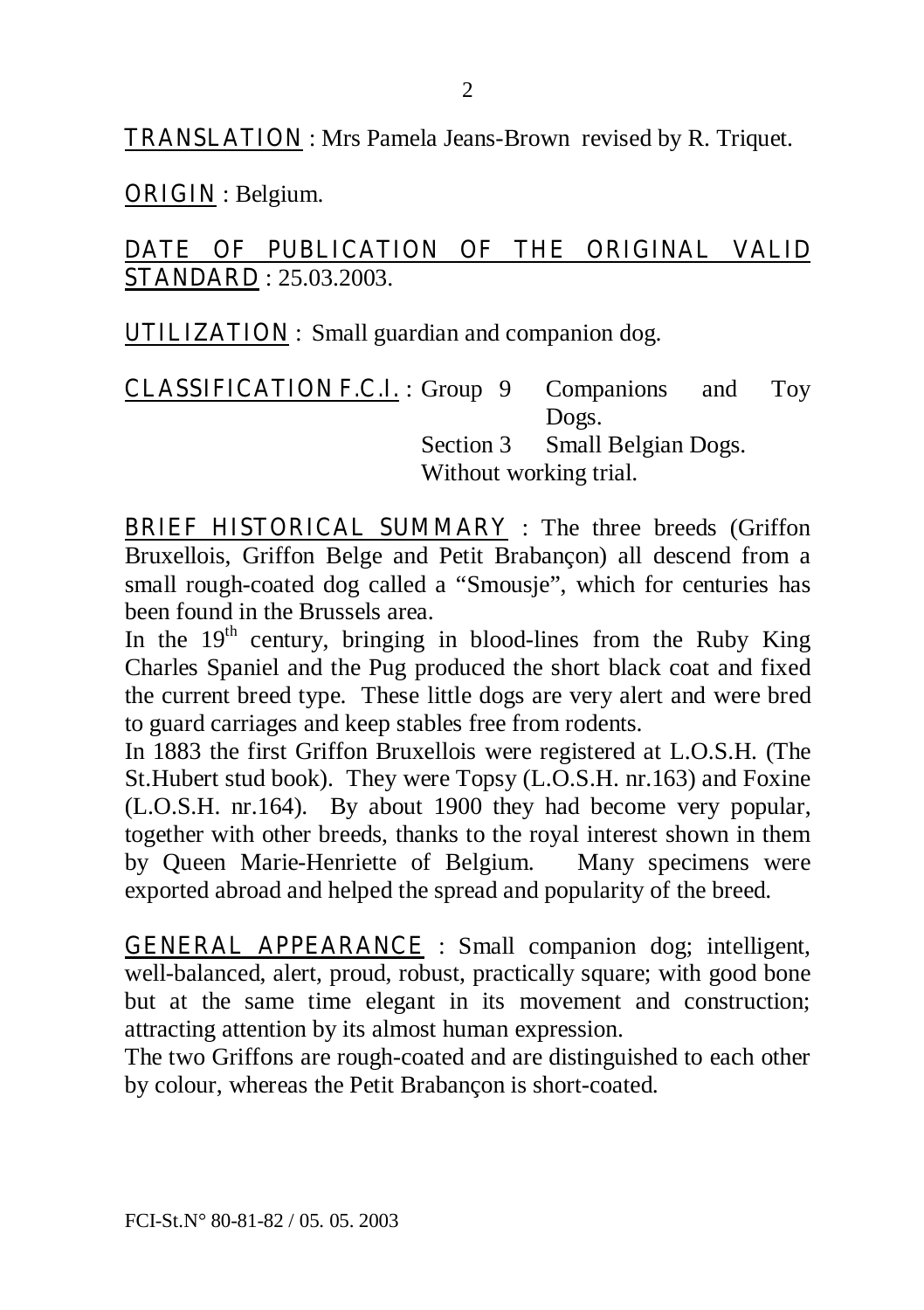**TRANSLATION** : Mrs Pamela Jeans-Brown revised by R. Triquet.

**ORIGIN** : Belgium.

**DATE OF PUBLICATION OF THE ORIGINAL VALID STANDARD** : 25.03.2003.

**UTILIZATION** : Small guardian and companion dog.

**CLASSIFICATION F.C.I.** : Group 9 Companions and Toy Dogs.
Section 3 Small Belgian Dogs.
Without working trial.

**BRIEF HISTORICAL SUMMARY** : The three breeds (Griffon Bruxellois, Griffon Belge and Petit Brabançon) all descend from a small rough-coated dog called a "Smousje", which for centuries has been found in the Brussels area.
In the 19th century, bringing in blood-lines from the Ruby King Charles Spaniel and the Pug produced the short black coat and fixed the current breed type. These little dogs are very alert and were bred to guard carriages and keep stables free from rodents.
In 1883 the first Griffon Bruxellois were registered at L.O.S.H. (The St.Hubert stud book). They were Topsy (L.O.S.H. nr.163) and Foxine (L.O.S.H. nr.164). By about 1900 they had become very popular, together with other breeds, thanks to the royal interest shown in them by Queen Marie-Henriette of Belgium. Many specimens were exported abroad and helped the spread and popularity of the breed.

**GENERAL APPEARANCE** : Small companion dog; intelligent, well-balanced, alert, proud, robust, practically square; with good bone but at the same time elegant in its movement and construction; attracting attention by its almost human expression.
The two Griffons are rough-coated and are distinguished to each other by colour, whereas the Petit Brabançon is short-coated.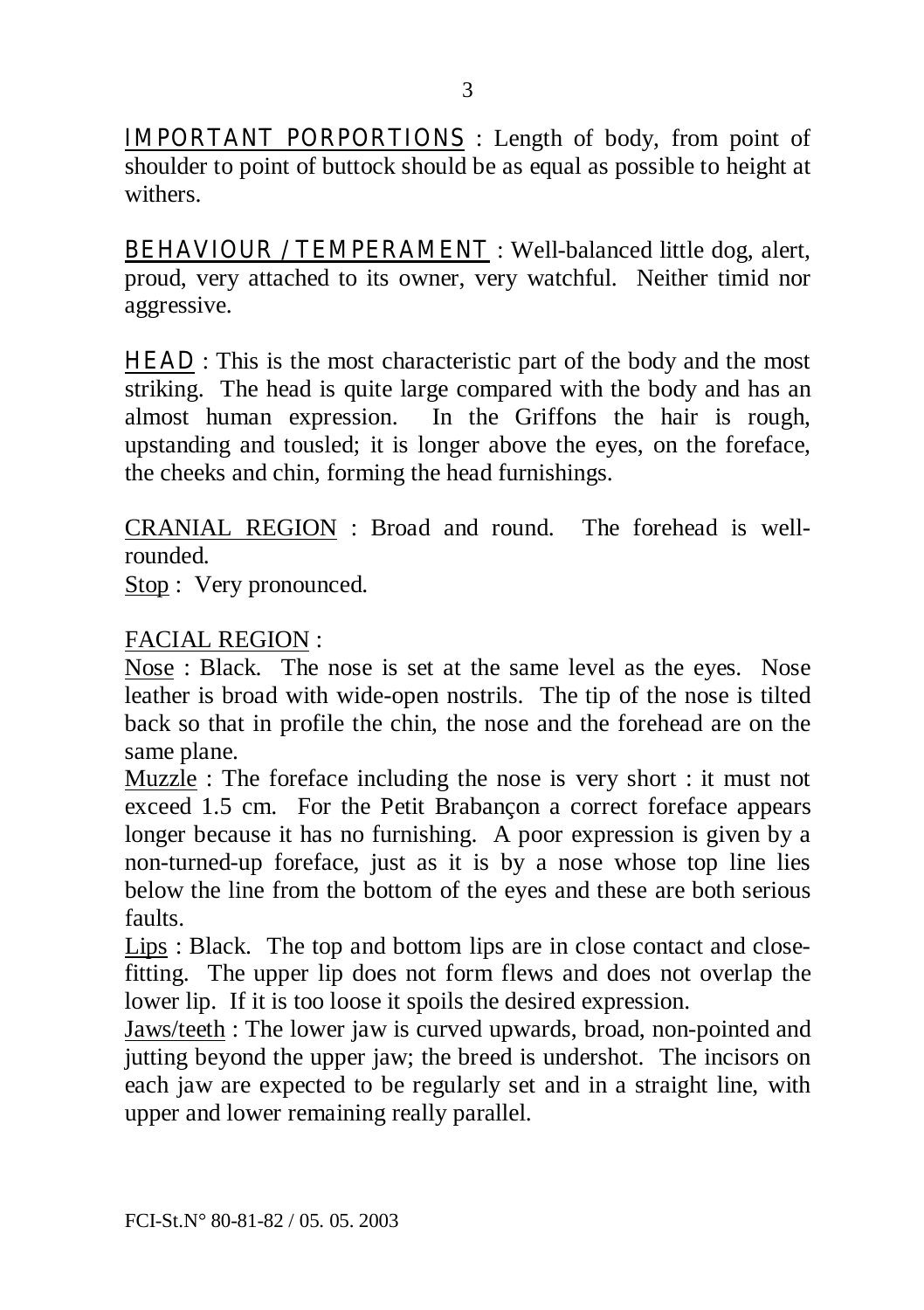IMPORTANT PORPORTIONS : Length of body, from point of shoulder to point of buttock should be as equal as possible to height at withers.

BEHAVIOUR / TEMPERAMENT : Well-balanced little dog, alert, proud, very attached to its owner, very watchful. Neither timid nor aggressive.

HEAD : This is the most characteristic part of the body and the most striking. The head is quite large compared with the body and has an almost human expression. In the Griffons the hair is rough, upstanding and tousled; it is longer above the eyes, on the foreface, the cheeks and chin, forming the head furnishings.

CRANIAL REGION : Broad and round. The forehead is well-rounded.
Stop : Very pronounced.

FACIAL REGION :
Nose : Black. The nose is set at the same level as the eyes. Nose leather is broad with wide-open nostrils. The tip of the nose is tilted back so that in profile the chin, the nose and the forehead are on the same plane.
Muzzle : The foreface including the nose is very short : it must not exceed 1.5 cm. For the Petit Brabançon a correct foreface appears longer because it has no furnishing. A poor expression is given by a non-turned-up foreface, just as it is by a nose whose top line lies below the line from the bottom of the eyes and these are both serious faults.
Lips : Black. The top and bottom lips are in close contact and close-fitting. The upper lip does not form flews and does not overlap the lower lip. If it is too loose it spoils the desired expression.
Jaws/teeth : The lower jaw is curved upwards, broad, non-pointed and jutting beyond the upper jaw; the breed is undershot. The incisors on each jaw are expected to be regularly set and in a straight line, with upper and lower remaining really parallel.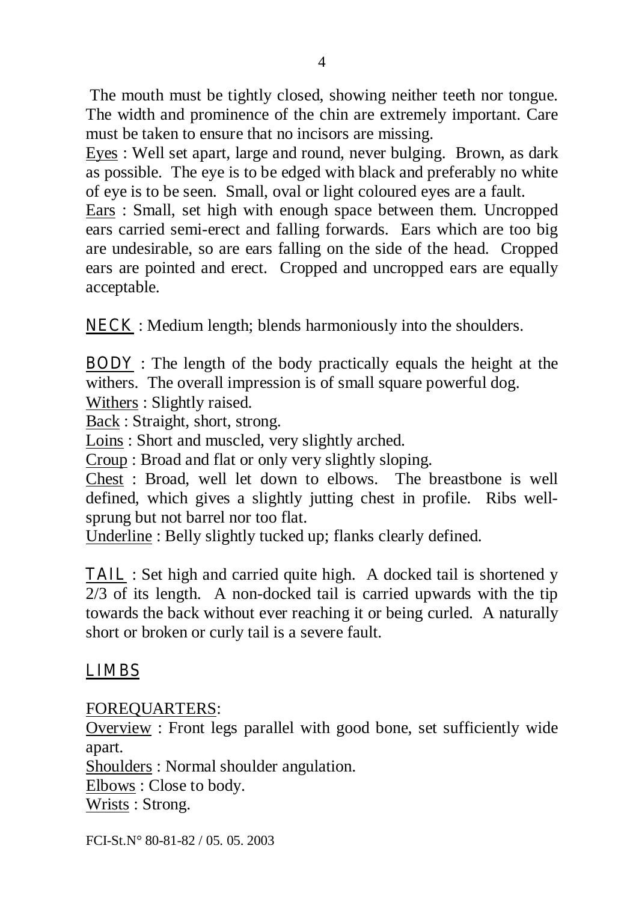The mouth must be tightly closed, showing neither teeth nor tongue. The width and prominence of the chin are extremely important. Care must be taken to ensure that no incisors are missing.

Eyes : Well set apart, large and round, never bulging. Brown, as dark as possible. The eye is to be edged with black and preferably no white of eye is to be seen. Small, oval or light coloured eyes are a fault.

Ears : Small, set high with enough space between them. Uncropped ears carried semi-erect and falling forwards. Ears which are too big are undesirable, so are ears falling on the side of the head. Cropped ears are pointed and erect. Cropped and uncropped ears are equally acceptable.

NECK : Medium length; blends harmoniously into the shoulders.

BODY : The length of the body practically equals the height at the withers. The overall impression is of small square powerful dog.

Withers : Slightly raised.

Back : Straight, short, strong.

Loins : Short and muscled, very slightly arched.

Croup : Broad and flat or only very slightly sloping.

Chest : Broad, well let down to elbows. The breastbone is well defined, which gives a slightly jutting chest in profile. Ribs well-sprung but not barrel nor too flat.

Underline : Belly slightly tucked up; flanks clearly defined.

TAIL : Set high and carried quite high. A docked tail is shortened y 2/3 of its length. A non-docked tail is carried upwards with the tip towards the back without ever reaching it or being curled. A naturally short or broken or curly tail is a severe fault.

LIMBS

FOREQUARTERS:

Overview : Front legs parallel with good bone, set sufficiently wide apart.

Shoulders : Normal shoulder angulation.

Elbows : Close to body.

Wrists : Strong.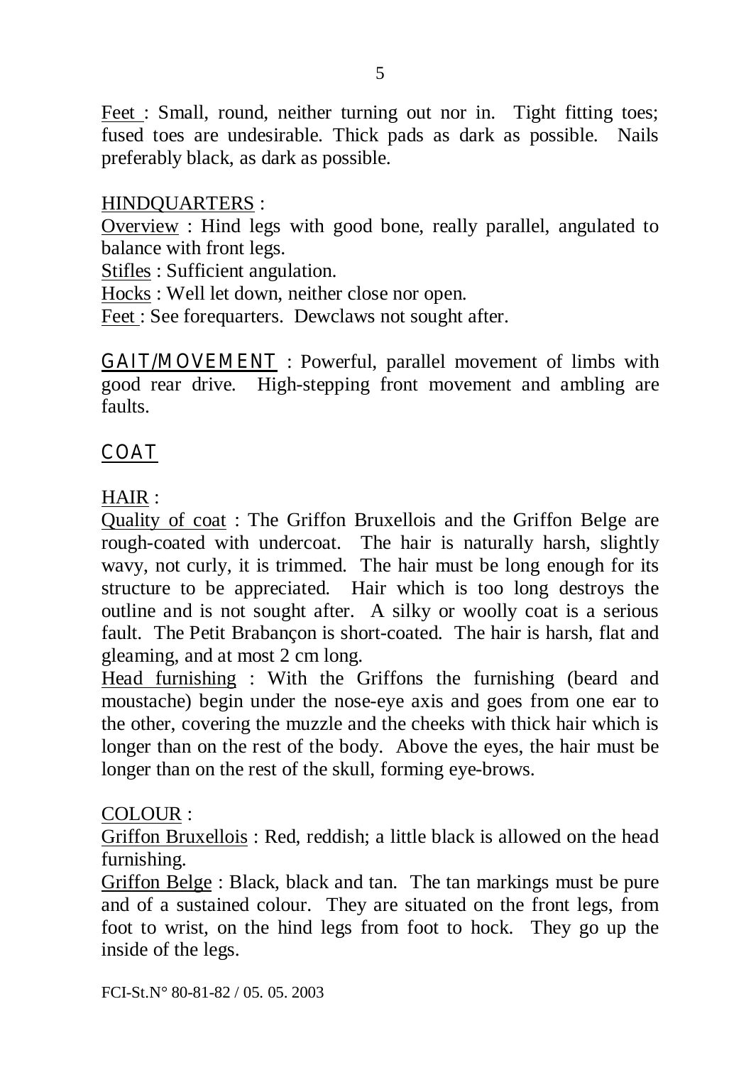Feet : Small, round, neither turning out nor in. Tight fitting toes; fused toes are undesirable. Thick pads as dark as possible. Nails preferably black, as dark as possible.

HINDQUARTERS :

Overview : Hind legs with good bone, really parallel, angulated to balance with front legs.

Stifles : Sufficient angulation.

Hocks : Well let down, neither close nor open.

Feet : See forequarters. Dewclaws not sought after.

GAIT/MOVEMENT : Powerful, parallel movement of limbs with good rear drive. High-stepping front movement and ambling are faults.

## COAT

HAIR :

Quality of coat : The Griffon Bruxellois and the Griffon Belge are rough-coated with undercoat. The hair is naturally harsh, slightly wavy, not curly, it is trimmed. The hair must be long enough for its structure to be appreciated. Hair which is too long destroys the outline and is not sought after. A silky or woolly coat is a serious fault. The Petit Brabançon is short-coated. The hair is harsh, flat and gleaming, and at most 2 cm long.

Head furnishing : With the Griffons the furnishing (beard and moustache) begin under the nose-eye axis and goes from one ear to the other, covering the muzzle and the cheeks with thick hair which is longer than on the rest of the body. Above the eyes, the hair must be longer than on the rest of the skull, forming eye-brows.

COLOUR :

Griffon Bruxellois : Red, reddish; a little black is allowed on the head furnishing.

Griffon Belge : Black, black and tan. The tan markings must be pure and of a sustained colour. They are situated on the front legs, from foot to wrist, on the hind legs from foot to hock. They go up the inside of the legs.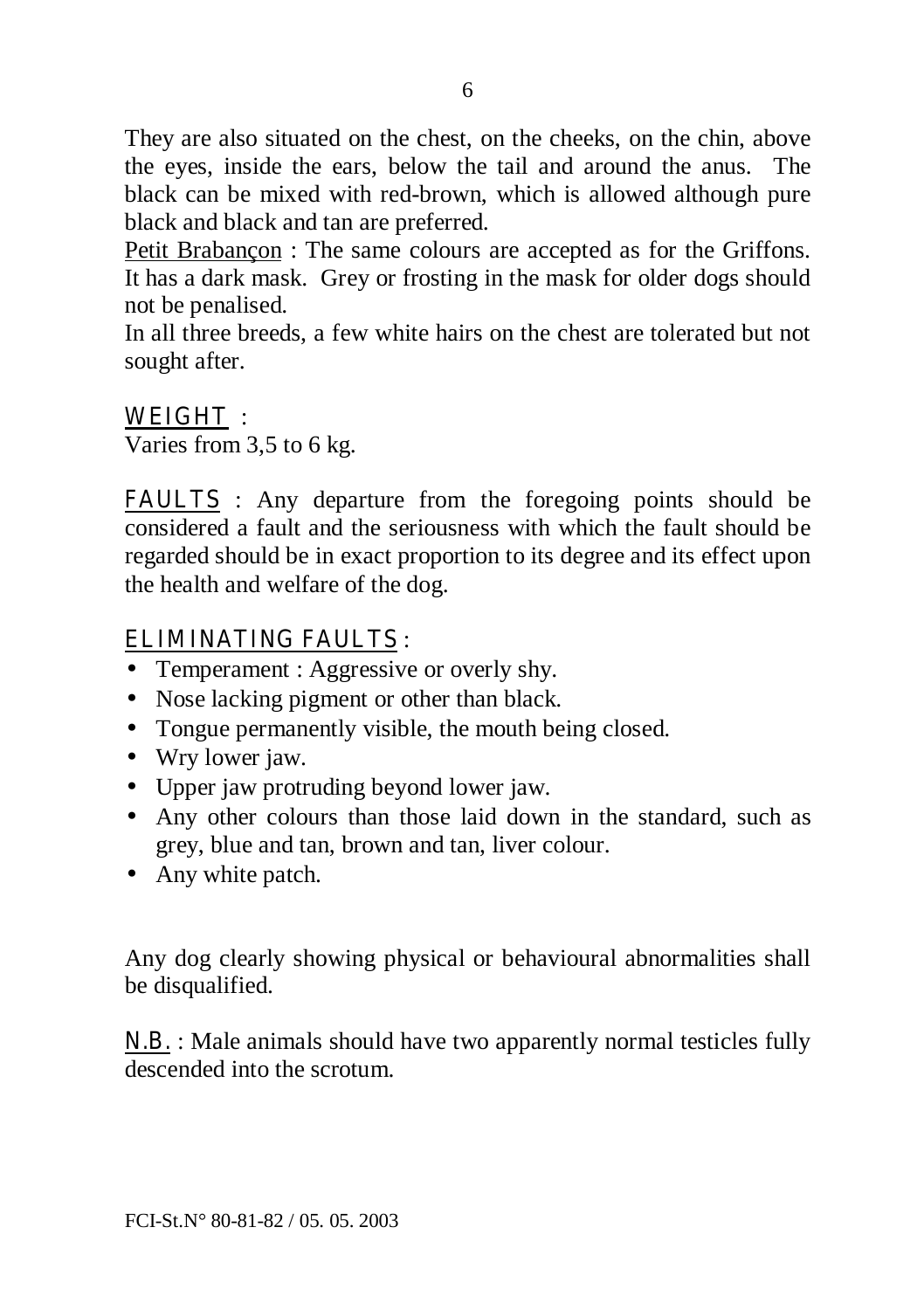They are also situated on the chest, on the cheeks, on the chin, above the eyes, inside the ears, below the tail and around the anus. The black can be mixed with red-brown, which is allowed although pure black and black and tan are preferred.

Petit Brabançon : The same colours are accepted as for the Griffons. It has a dark mask. Grey or frosting in the mask for older dogs should not be penalised.

In all three breeds, a few white hairs on the chest are tolerated but not sought after.

## WEIGHT :

Varies from 3,5 to 6 kg.

**FAULTS** : Any departure from the foregoing points should be considered a fault and the seriousness with which the fault should be regarded should be in exact proportion to its degree and its effect upon the health and welfare of the dog.

## ELIMINATING FAULTS :

- Temperament : Aggressive or overly shy.
- Nose lacking pigment or other than black.
- Tongue permanently visible, the mouth being closed.
- Wry lower jaw.
- Upper jaw protruding beyond lower jaw.
- Any other colours than those laid down in the standard, such as grey, blue and tan, brown and tan, liver colour.
- Any white patch.

Any dog clearly showing physical or behavioural abnormalities shall be disqualified.

**N.B.** : Male animals should have two apparently normal testicles fully descended into the scrotum.